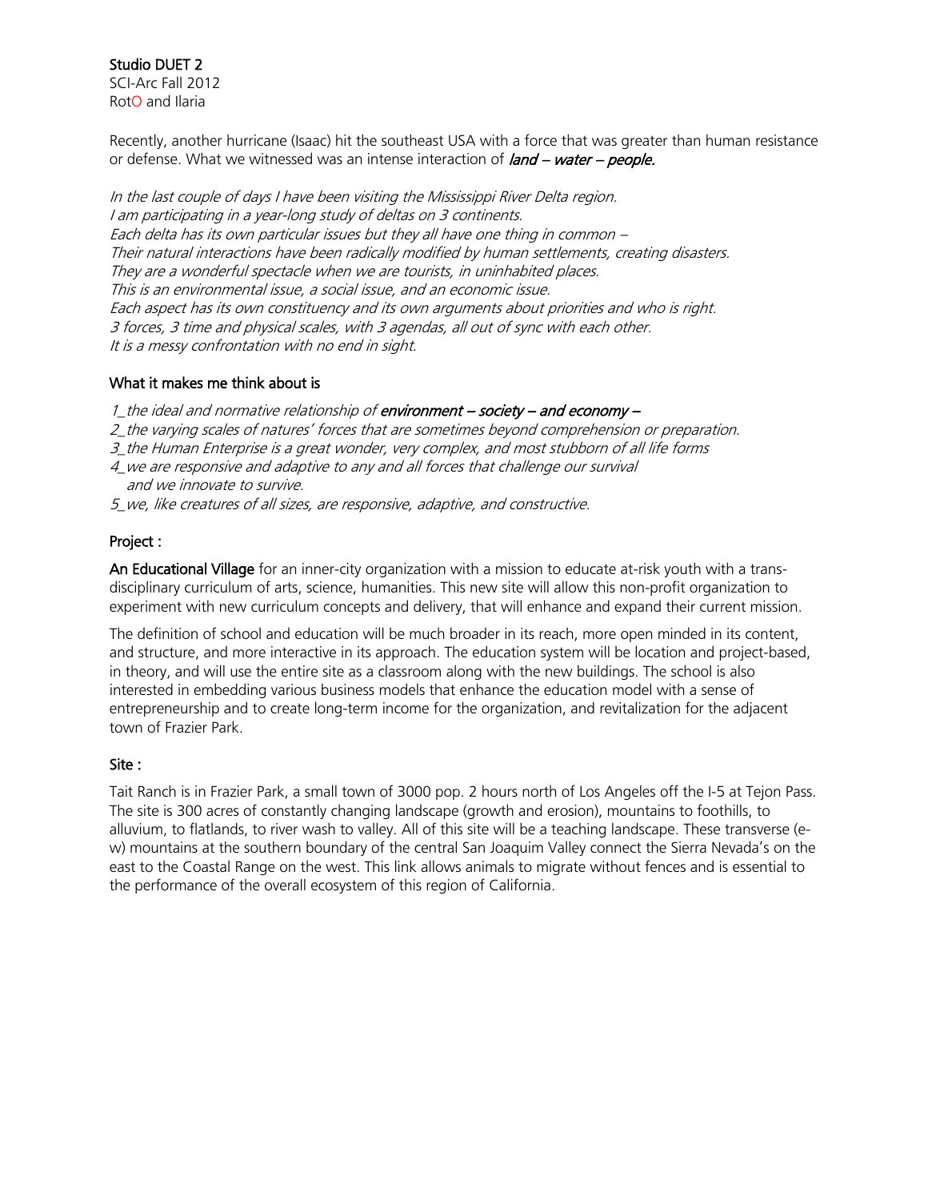**Studio DUET 2**
SCI-Arc Fall 2012
RotO and Ilaria

Recently, another hurricane (Isaac) hit the southeast USA with a force that was greater than human resistance or defense. What we witnessed was an intense interaction of ***land – water – people.***

*In the last couple of days I have been visiting the Mississippi River Delta region.*
*I am participating in a year-long study of deltas on 3 continents.*
*Each delta has its own particular issues but they all have one thing in common –*
*Their natural interactions have been radically modified by human settlements, creating disasters.*
*They are a wonderful spectacle when we are tourists, in uninhabited places.*
*This is an environmental issue, a social issue, and an economic issue.*
*Each aspect has its own constituency and its own arguments about priorities and who is right.*
*3 forces, 3 time and physical scales, with 3 agendas, all out of sync with each other.*
*It is a messy confrontation with no end in sight.*

**What it makes me think about is**

*1_the ideal and normative relationship of* ***environment – society – and economy –***
*2_the varying scales of natures' forces that are sometimes beyond comprehension or preparation.*
*3_the Human Enterprise is a great wonder, very complex, and most stubborn of all life forms*
*4_we are responsive and adaptive to any and all forces that challenge our survival and we innovate to survive.*
*5_we, like creatures of all sizes, are responsive, adaptive, and constructive.*

**Project :**

**An Educational Village** for an inner-city organization with a mission to educate at-risk youth with a trans-disciplinary curriculum of arts, science, humanities. This new site will allow this non-profit organization to experiment with new curriculum concepts and delivery, that will enhance and expand their current mission.

The definition of school and education will be much broader in its reach, more open minded in its content, and structure, and more interactive in its approach. The education system will be location and project-based, in theory, and will use the entire site as a classroom along with the new buildings. The school is also interested in embedding various business models that enhance the education model with a sense of entrepreneurship and to create long-term income for the organization, and revitalization for the adjacent town of Frazier Park.

**Site :**

Tait Ranch is in Frazier Park, a small town of 3000 pop. 2 hours north of Los Angeles off the I-5 at Tejon Pass. The site is 300 acres of constantly changing landscape (growth and erosion), mountains to foothills, to alluvium, to flatlands, to river wash to valley. All of this site will be a teaching landscape. These transverse (e-w) mountains at the southern boundary of the central San Joaquim Valley connect the Sierra Nevada's on the east to the Coastal Range on the west. This link allows animals to migrate without fences and is essential to the performance of the overall ecosystem of this region of California.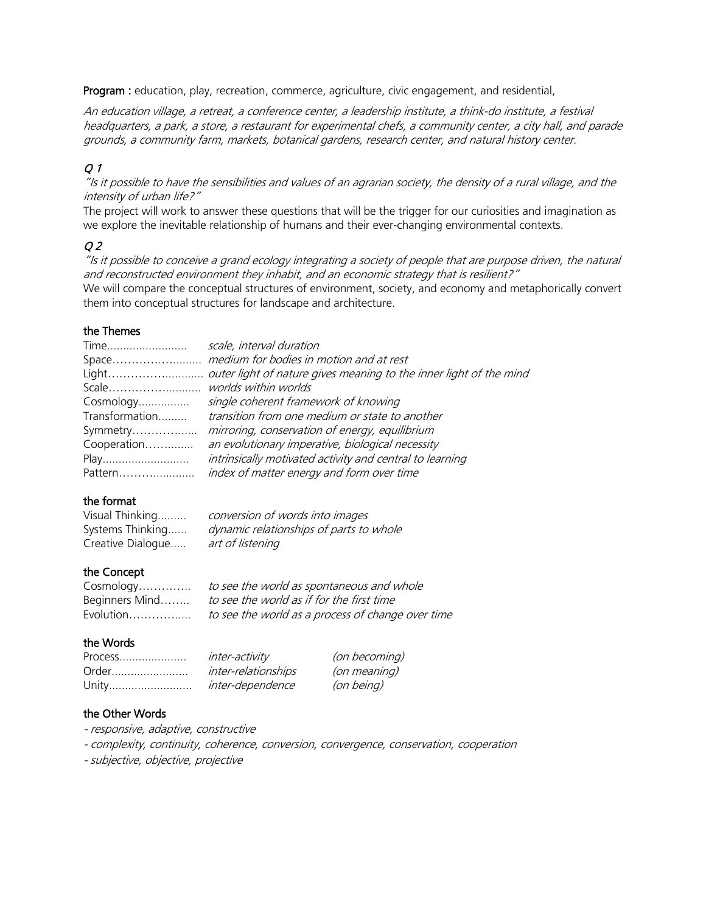**Program :** education, play, recreation, commerce, agriculture, civic engagement, and residential,

*An education village, a retreat, a conference center, a leadership institute, a think-do institute, a festival headquarters, a park, a store, a restaurant for experimental chefs, a community center, a city hall, and parade grounds, a community farm, markets, botanical gardens, research center, and natural history center.*

### *Q 1*

*"Is it possible to have the sensibilities and values of an agrarian society, the density of a rural village, and the intensity of urban life?"*

The project will work to answer these questions that will be the trigger for our curiosities and imagination as we explore the inevitable relationship of humans and their ever-changing environmental contexts.

### *Q 2*

*"Is it possible to conceive a grand ecology integrating a society of people that are purpose driven, the natural and reconstructed environment they inhabit, and an economic strategy that is resilient?"*

We will compare the conceptual structures of environment, society, and economy and metaphorically convert them into conceptual structures for landscape and architecture.

### the Themes

Time........................ *scale, interval duration*
Space……………......... *medium for bodies in motion and at rest*
Light……………........... *outer light of nature gives meaning to the inner light of the mind*
Scale……………........... *worlds within worlds*
Cosmology................ *single coherent framework of knowing*
Transformation......... *transition from one medium or state to another*
Symmetry…………...... *mirroring, conservation of energy, equilibrium*
Cooperation…….......... *an evolutionary imperative, biological necessity*
Play.......................... *intrinsically motivated activity and central to learning*
Pattern…………............ *index of matter energy and form over time*

### the format

Visual Thinking......... *conversion of words into images*
Systems Thinking...... *dynamic relationships of parts to whole*
Creative Dialogue..... *art of listening*

### the Concept

Cosmology………….. *to see the world as spontaneous and whole*
Beginners Mind…….. *to see the world as if for the first time*
Evolution…………..... *to see the world as a process of change over time*

### the Words

Process.................... *inter-activity* *(on becoming)*
Order....................... *inter-relationships* *(on meaning)*
Unity........................ *inter-dependence* *(on being)*

### the Other Words

- *responsive, adaptive, constructive*
- *complexity, continuity, coherence, conversion, convergence, conservation, cooperation*
- *subjective, objective, projective*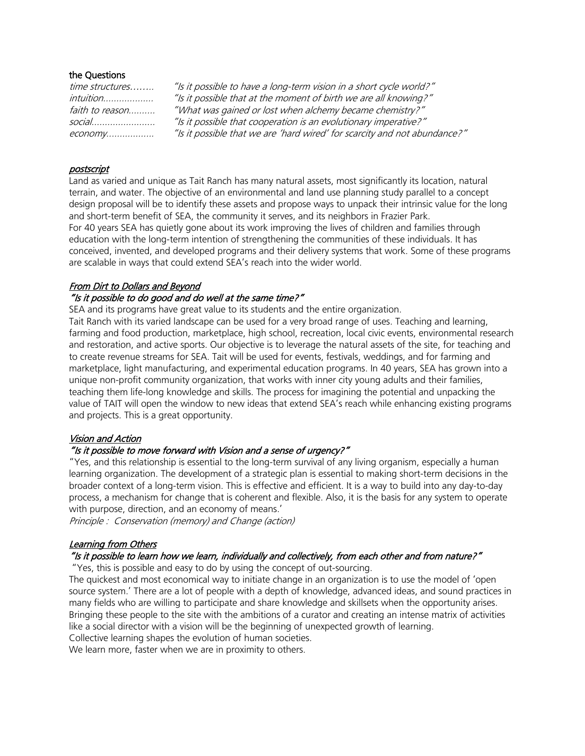the Questions

| | |
|---|---|
| *time structures……..* | *"Is it possible to have a long-term vision in a short cycle world?"* |
| *intuition………………* | *"Is it possible that at the moment of birth we are all knowing?"* |
| *faith to reason……….* | *"What was gained or lost when alchemy became chemistry?"* |
| *social……………………* | *"Is it possible that cooperation is an evolutionary imperative?"* |
| *economy……………..* | *"Is it possible that we are 'hard wired' for scarcity and not abundance?"* |

## *postscript*

Land as varied and unique as Tait Ranch has many natural assets, most significantly its location, natural terrain, and water. The objective of an environmental and land use planning study parallel to a concept design proposal will be to identify these assets and propose ways to unpack their intrinsic value for the long and short-term benefit of SEA, the community it serves, and its neighbors in Frazier Park.

For 40 years SEA has quietly gone about its work improving the lives of children and families through education with the long-term intention of strengthening the communities of these individuals. It has conceived, invented, and developed programs and their delivery systems that work. Some of these programs are scalable in ways that could extend SEA's reach into the wider world.

### *From Dirt to Dollars and Beyond*

***"Is it possible to do good and do well at the same time?"***

SEA and its programs have great value to its students and the entire organization.

Tait Ranch with its varied landscape can be used for a very broad range of uses. Teaching and learning, farming and food production, marketplace, high school, recreation, local civic events, environmental research and restoration, and active sports. Our objective is to leverage the natural assets of the site, for teaching and to create revenue streams for SEA. Tait will be used for events, festivals, weddings, and for farming and marketplace, light manufacturing, and experimental education programs. In 40 years, SEA has grown into a unique non-profit community organization, that works with inner city young adults and their families, teaching them life-long knowledge and skills. The process for imagining the potential and unpacking the value of TAIT will open the window to new ideas that extend SEA's reach while enhancing existing programs and projects. This is a great opportunity.

### *Vision and Action*

***"Is it possible to move forward with Vision and a sense of urgency?"***

"Yes, and this relationship is essential to the long-term survival of any living organism, especially a human learning organization. The development of a strategic plan is essential to making short-term decisions in the broader context of a long-term vision. This is effective and efficient. It is a way to build into any day-to-day process, a mechanism for change that is coherent and flexible. Also, it is the basis for any system to operate with purpose, direction, and an economy of means.'

*Principle : Conservation (memory) and Change (action)*

### *Learning from Others*

***"Is it possible to learn how we learn, individually and collectively, from each other and from nature?"***

"Yes, this is possible and easy to do by using the concept of out-sourcing.

The quickest and most economical way to initiate change in an organization is to use the model of 'open source system.' There are a lot of people with a depth of knowledge, advanced ideas, and sound practices in many fields who are willing to participate and share knowledge and skillsets when the opportunity arises. Bringing these people to the site with the ambitions of a curator and creating an intense matrix of activities like a social director with a vision will be the beginning of unexpected growth of learning.

Collective learning shapes the evolution of human societies.

We learn more, faster when we are in proximity to others.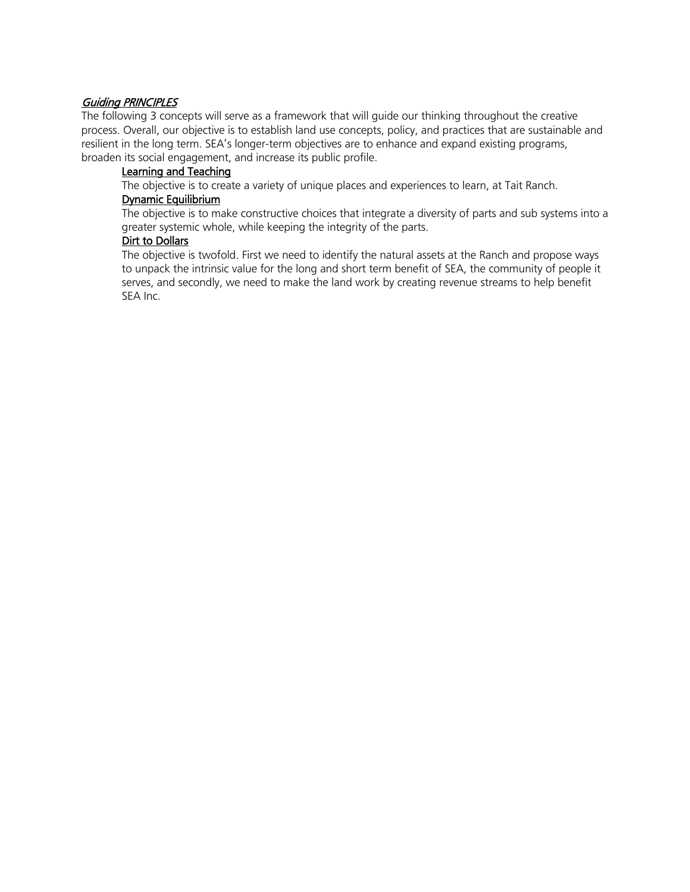## *Guiding PRINCIPLES*

The following 3 concepts will serve as a framework that will guide our thinking throughout the creative process. Overall, our objective is to establish land use concepts, policy, and practices that are sustainable and resilient in the long term. SEA's longer-term objectives are to enhance and expand existing programs, broaden its social engagement, and increase its public profile.

### Learning and Teaching

The objective is to create a variety of unique places and experiences to learn, at Tait Ranch.

### Dynamic Equilibrium

The objective is to make constructive choices that integrate a diversity of parts and sub systems into a greater systemic whole, while keeping the integrity of the parts.

### Dirt to Dollars

The objective is twofold. First we need to identify the natural assets at the Ranch and propose ways to unpack the intrinsic value for the long and short term benefit of SEA, the community of people it serves, and secondly, we need to make the land work by creating revenue streams to help benefit SEA Inc.